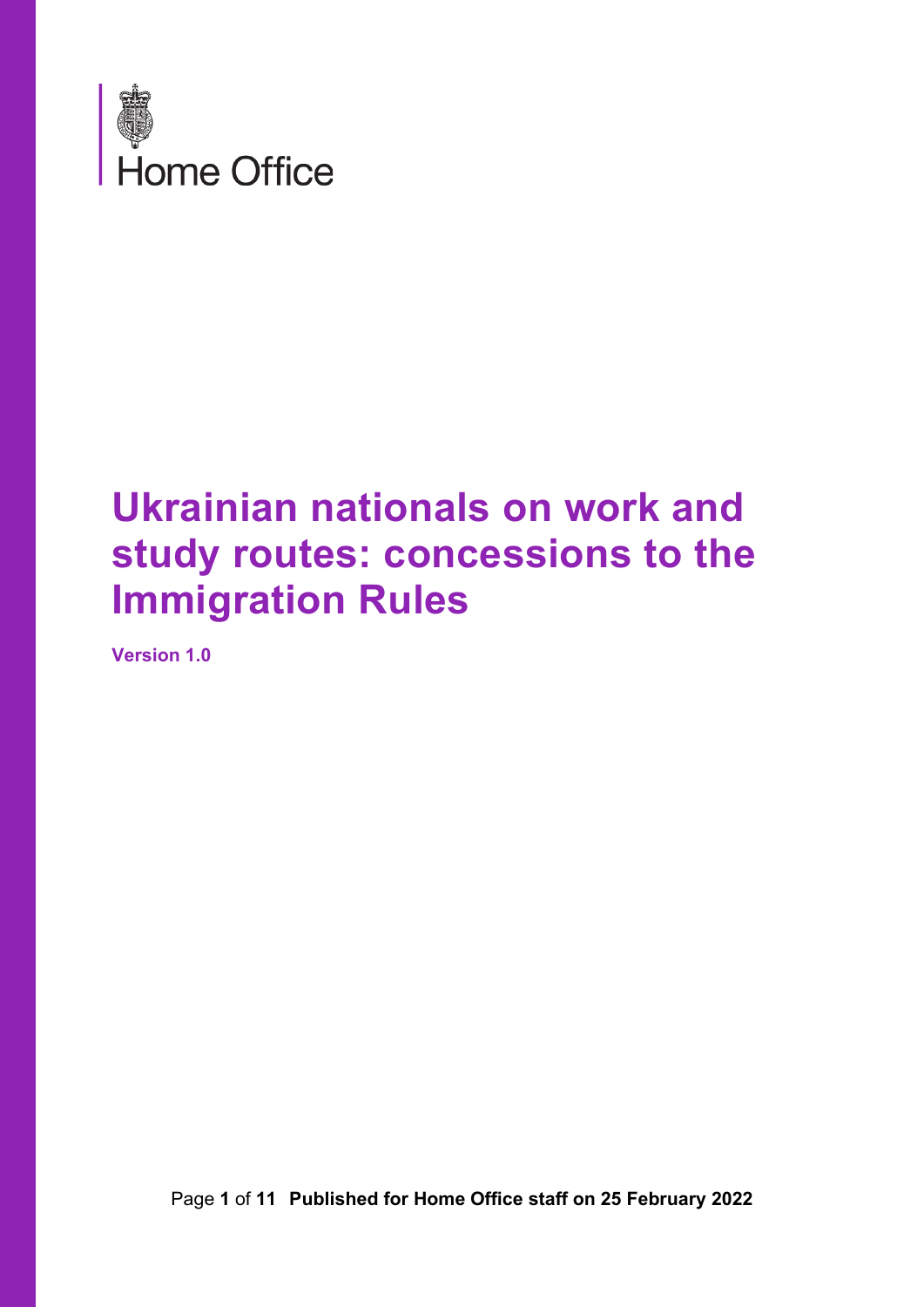Home Office

# Ukrainian nationals on work and study routes: concessions to the Immigration Rules

**Version 1.0**

**Published for Home Office staff on 25 February 2022**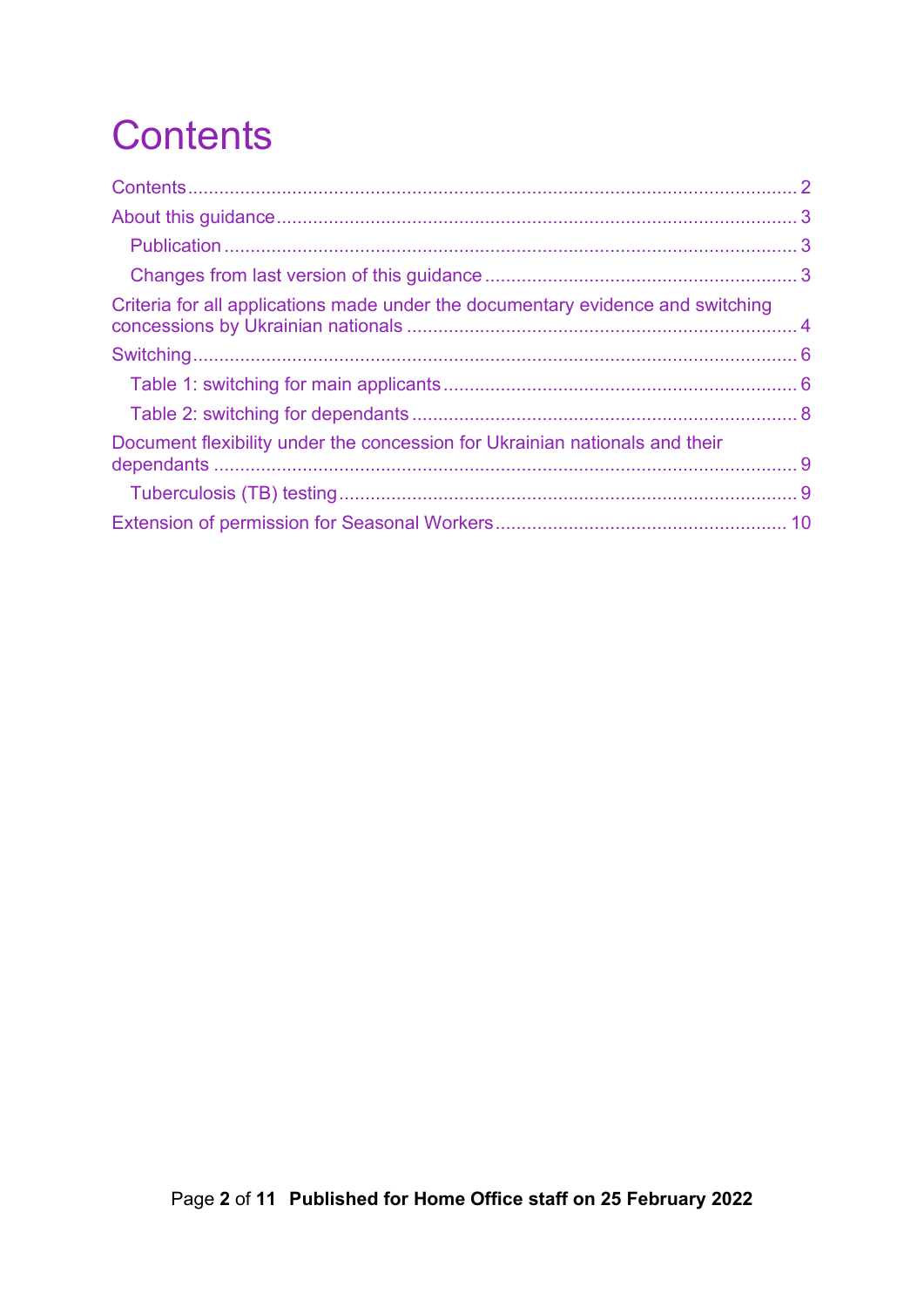# Contents

- Contents ..... 2
- About this guidance ..... 3
  - Publication ..... 3
  - Changes from last version of this guidance ..... 3
- Criteria for all applications made under the documentary evidence and switching concessions by Ukrainian nationals ..... 4
- Switching ..... 6
  - Table 1: switching for main applicants ..... 6
  - Table 2: switching for dependants ..... 8
- Document flexibility under the concession for Ukrainian nationals and their dependants ..... 9
  - Tuberculosis (TB) testing ..... 9
- Extension of permission for Seasonal Workers ..... 10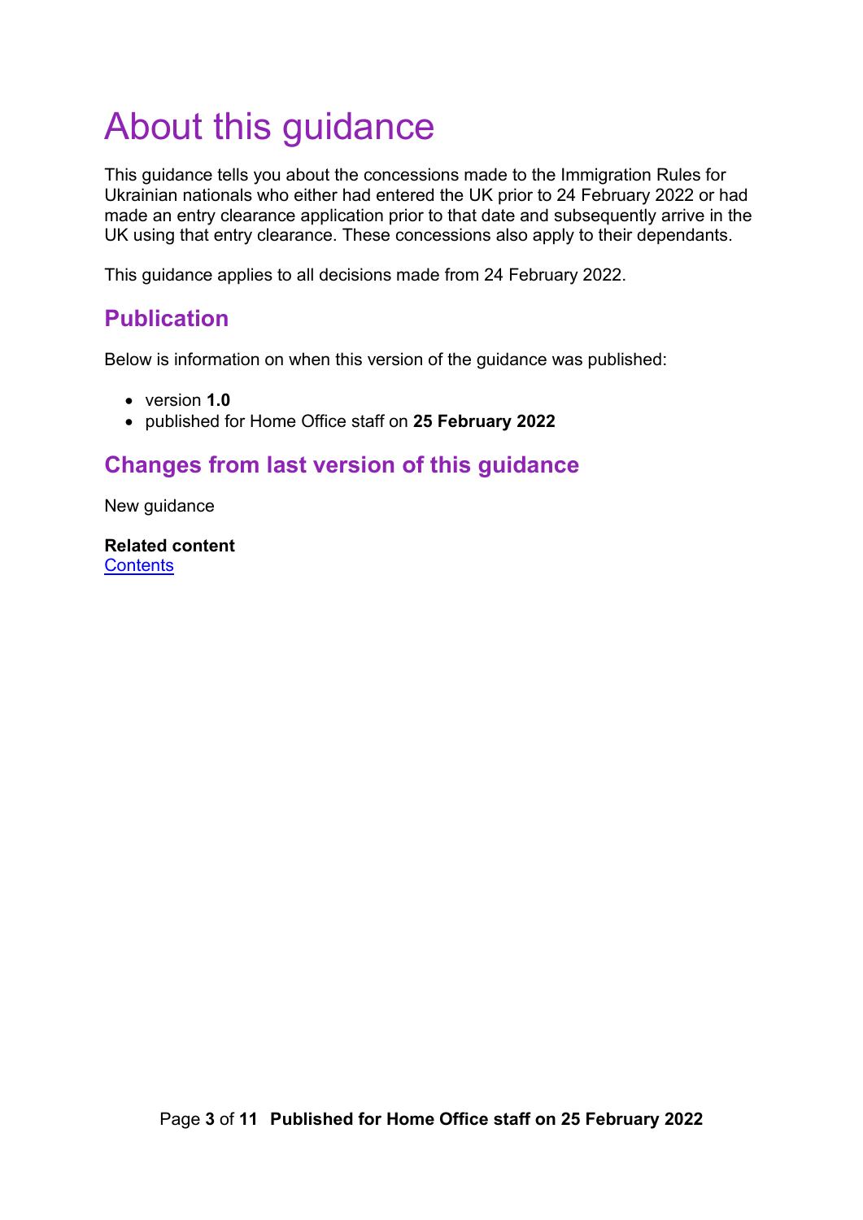# About this guidance

This guidance tells you about the concessions made to the Immigration Rules for Ukrainian nationals who either had entered the UK prior to 24 February 2022 or had made an entry clearance application prior to that date and subsequently arrive in the UK using that entry clearance. These concessions also apply to their dependants.

This guidance applies to all decisions made from 24 February 2022.

## Publication

Below is information on when this version of the guidance was published:

- version **1.0**
- published for Home Office staff on **25 February 2022**

## Changes from last version of this guidance

New guidance

**Related content**
Contents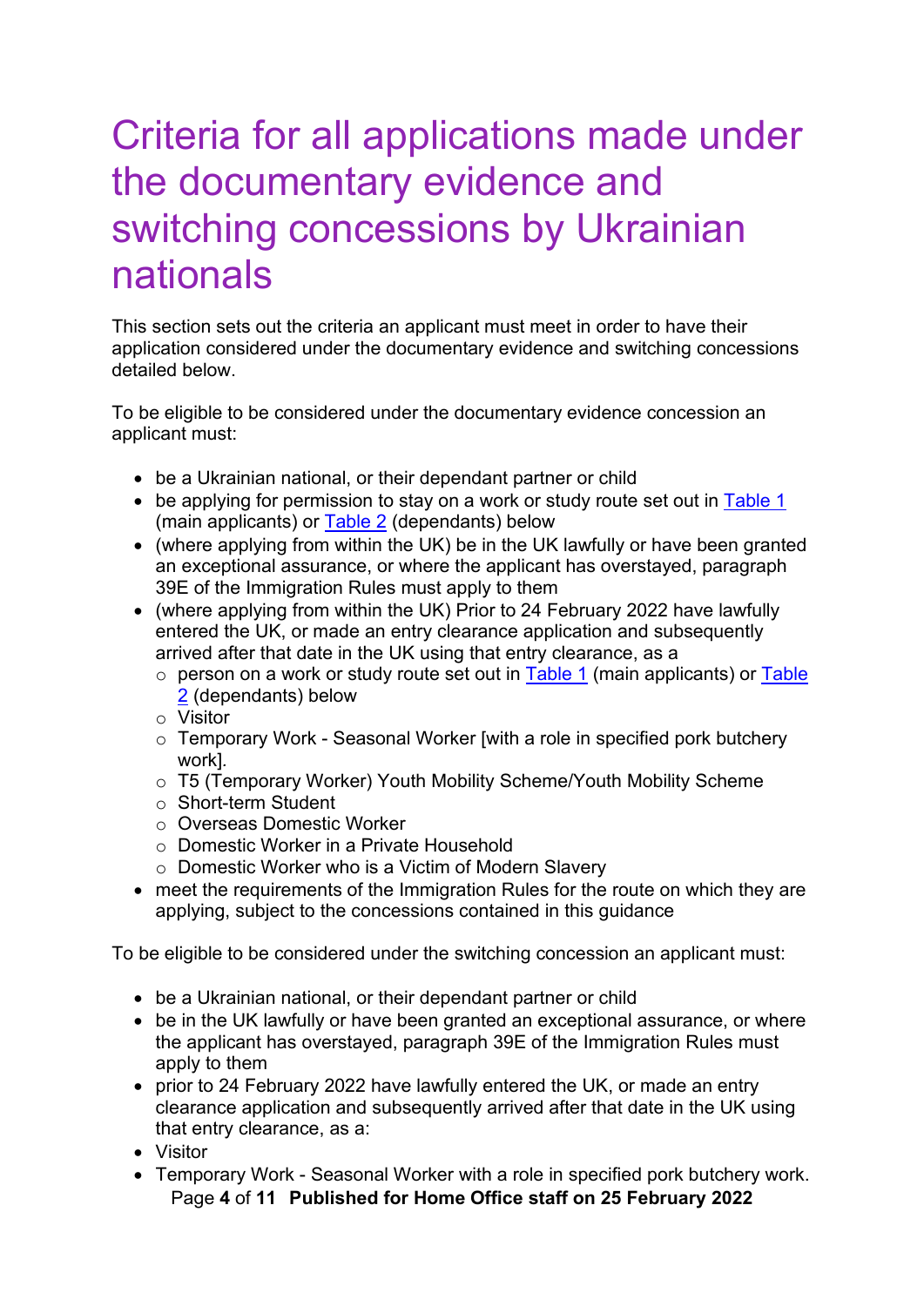# Criteria for all applications made under the documentary evidence and switching concessions by Ukrainian nationals

This section sets out the criteria an applicant must meet in order to have their application considered under the documentary evidence and switching concessions detailed below.

To be eligible to be considered under the documentary evidence concession an applicant must:

- be a Ukrainian national, or their dependant partner or child
- be applying for permission to stay on a work or study route set out in Table 1 (main applicants) or Table 2 (dependants) below
- (where applying from within the UK) be in the UK lawfully or have been granted an exceptional assurance, or where the applicant has overstayed, paragraph 39E of the Immigration Rules must apply to them
- (where applying from within the UK) Prior to 24 February 2022 have lawfully entered the UK, or made an entry clearance application and subsequently arrived after that date in the UK using that entry clearance, as a
  - person on a work or study route set out in Table 1 (main applicants) or Table 2 (dependants) below
  - Visitor
  - Temporary Work - Seasonal Worker [with a role in specified pork butchery work].
  - T5 (Temporary Worker) Youth Mobility Scheme/Youth Mobility Scheme
  - Short-term Student
  - Overseas Domestic Worker
  - Domestic Worker in a Private Household
  - Domestic Worker who is a Victim of Modern Slavery
- meet the requirements of the Immigration Rules for the route on which they are applying, subject to the concessions contained in this guidance

To be eligible to be considered under the switching concession an applicant must:

- be a Ukrainian national, or their dependant partner or child
- be in the UK lawfully or have been granted an exceptional assurance, or where the applicant has overstayed, paragraph 39E of the Immigration Rules must apply to them
- prior to 24 February 2022 have lawfully entered the UK, or made an entry clearance application and subsequently arrived after that date in the UK using that entry clearance, as a:
- Visitor
- Temporary Work - Seasonal Worker with a role in specified pork butchery work.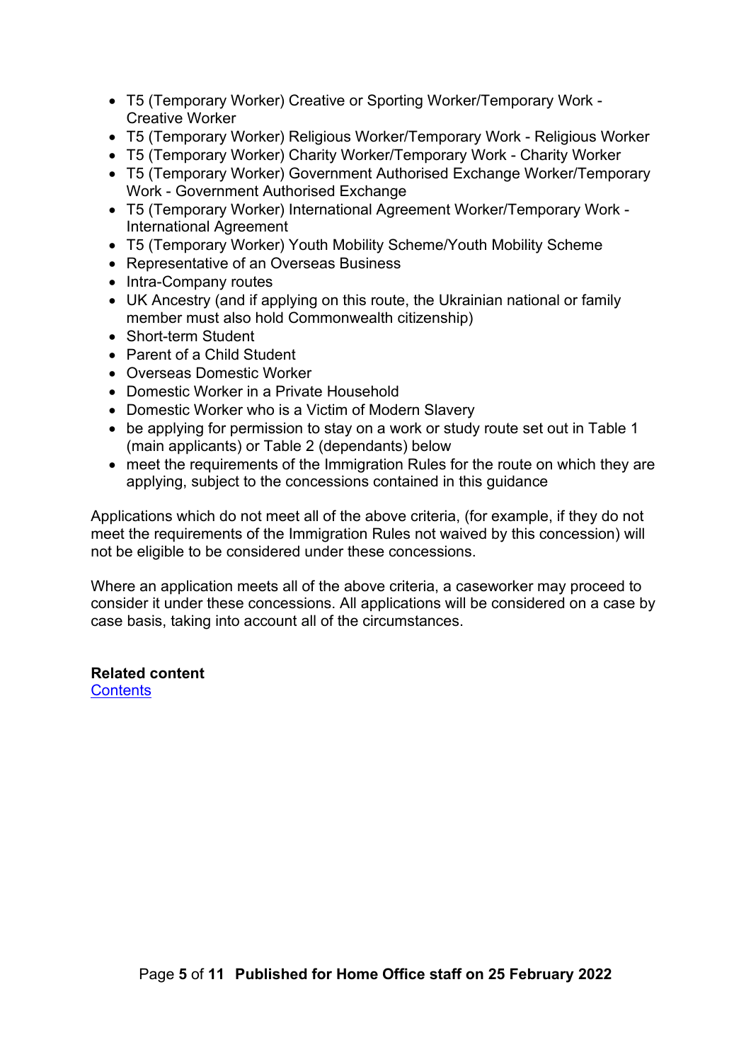- T5 (Temporary Worker) Creative or Sporting Worker/Temporary Work - Creative Worker
- T5 (Temporary Worker) Religious Worker/Temporary Work - Religious Worker
- T5 (Temporary Worker) Charity Worker/Temporary Work - Charity Worker
- T5 (Temporary Worker) Government Authorised Exchange Worker/Temporary Work - Government Authorised Exchange
- T5 (Temporary Worker) International Agreement Worker/Temporary Work - International Agreement
- T5 (Temporary Worker) Youth Mobility Scheme/Youth Mobility Scheme
- Representative of an Overseas Business
- Intra-Company routes
- UK Ancestry (and if applying on this route, the Ukrainian national or family member must also hold Commonwealth citizenship)
- Short-term Student
- Parent of a Child Student
- Overseas Domestic Worker
- Domestic Worker in a Private Household
- Domestic Worker who is a Victim of Modern Slavery
- be applying for permission to stay on a work or study route set out in Table 1 (main applicants) or Table 2 (dependants) below
- meet the requirements of the Immigration Rules for the route on which they are applying, subject to the concessions contained in this guidance

Applications which do not meet all of the above criteria, (for example, if they do not meet the requirements of the Immigration Rules not waived by this concession) will not be eligible to be considered under these concessions.

Where an application meets all of the above criteria, a caseworker may proceed to consider it under these concessions. All applications will be considered on a case by case basis, taking into account all of the circumstances.

**Related content**
Contents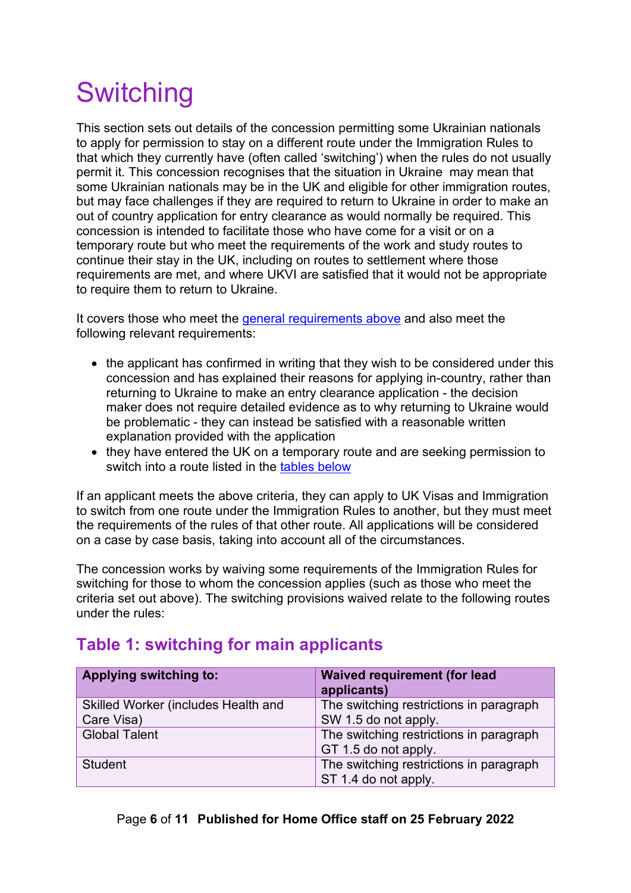# Switching

This section sets out details of the concession permitting some Ukrainian nationals to apply for permission to stay on a different route under the Immigration Rules to that which they currently have (often called 'switching') when the rules do not usually permit it. This concession recognises that the situation in Ukraine may mean that some Ukrainian nationals may be in the UK and eligible for other immigration routes, but may face challenges if they are required to return to Ukraine in order to make an out of country application for entry clearance as would normally be required. This concession is intended to facilitate those who have come for a visit or on a temporary route but who meet the requirements of the work and study routes to continue their stay in the UK, including on routes to settlement where those requirements are met, and where UKVI are satisfied that it would not be appropriate to require them to return to Ukraine.

It covers those who meet the general requirements above and also meet the following relevant requirements:

- the applicant has confirmed in writing that they wish to be considered under this concession and has explained their reasons for applying in-country, rather than returning to Ukraine to make an entry clearance application - the decision maker does not require detailed evidence as to why returning to Ukraine would be problematic - they can instead be satisfied with a reasonable written explanation provided with the application
- they have entered the UK on a temporary route and are seeking permission to switch into a route listed in the tables below

If an applicant meets the above criteria, they can apply to UK Visas and Immigration to switch from one route under the Immigration Rules to another, but they must meet the requirements of the rules of that other route. All applications will be considered on a case by case basis, taking into account all of the circumstances.

The concession works by waiving some requirements of the Immigration Rules for switching for those to whom the concession applies (such as those who meet the criteria set out above). The switching provisions waived relate to the following routes under the rules:

## Table 1: switching for main applicants

| Applying switching to: | Waived requirement (for lead applicants) |
|---|---|
| Skilled Worker (includes Health and Care Visa) | The switching restrictions in paragraph SW 1.5 do not apply. |
| Global Talent | The switching restrictions in paragraph GT 1.5 do not apply. |
| Student | The switching restrictions in paragraph ST 1.4 do not apply. |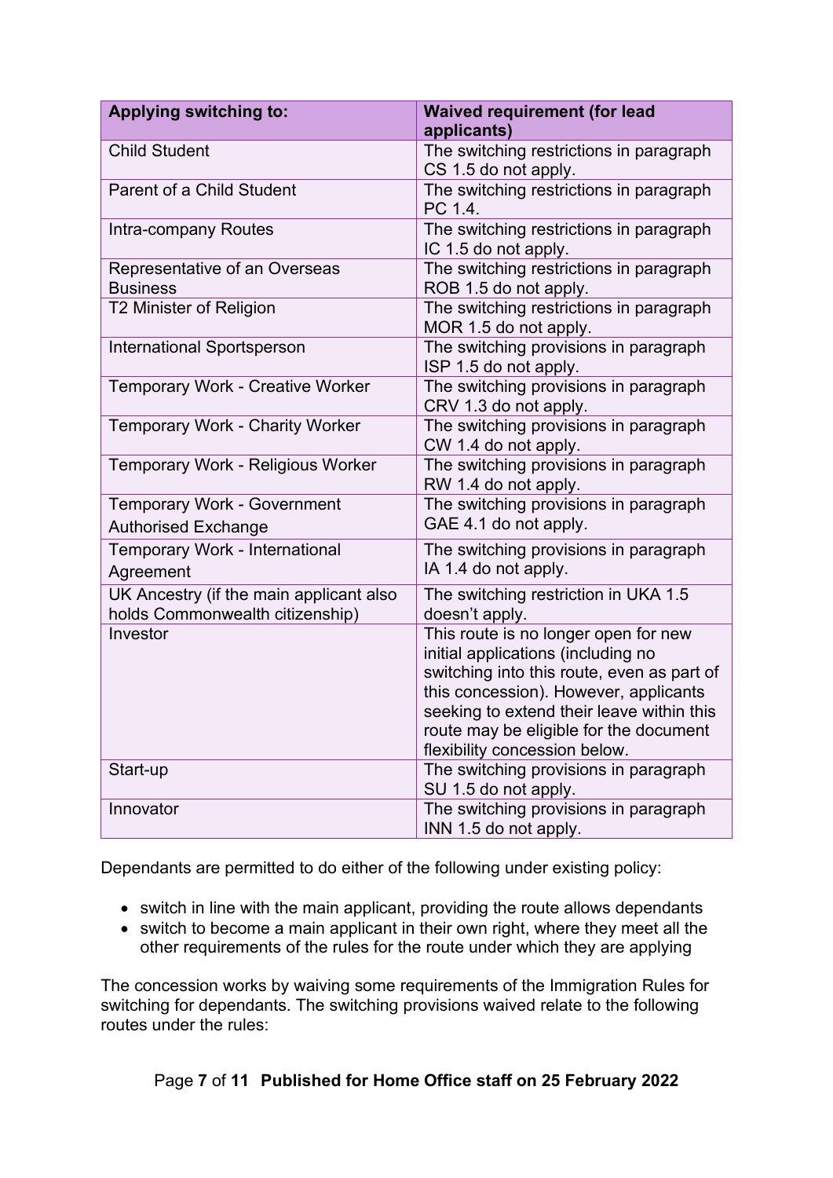| Applying switching to: | Waived requirement (for lead applicants) |
|---|---|
| Child Student | The switching restrictions in paragraph CS 1.5 do not apply. |
| Parent of a Child Student | The switching restrictions in paragraph PC 1.4. |
| Intra-company Routes | The switching restrictions in paragraph IC 1.5 do not apply. |
| Representative of an Overseas Business | The switching restrictions in paragraph ROB 1.5 do not apply. |
| T2 Minister of Religion | The switching restrictions in paragraph MOR 1.5 do not apply. |
| International Sportsperson | The switching provisions in paragraph ISP 1.5 do not apply. |
| Temporary Work - Creative Worker | The switching provisions in paragraph CRV 1.3 do not apply. |
| Temporary Work - Charity Worker | The switching provisions in paragraph CW 1.4 do not apply. |
| Temporary Work - Religious Worker | The switching provisions in paragraph RW 1.4 do not apply. |
| Temporary Work - Government Authorised Exchange | The switching provisions in paragraph GAE 4.1 do not apply. |
| Temporary Work - International Agreement | The switching provisions in paragraph IA 1.4 do not apply. |
| UK Ancestry (if the main applicant also holds Commonwealth citizenship) | The switching restriction in UKA 1.5 doesn't apply. |
| Investor | This route is no longer open for new initial applications (including no switching into this route, even as part of this concession). However, applicants seeking to extend their leave within this route may be eligible for the document flexibility concession below. |
| Start-up | The switching provisions in paragraph SU 1.5 do not apply. |
| Innovator | The switching provisions in paragraph INN 1.5 do not apply. |

Dependants are permitted to do either of the following under existing policy:

- switch in line with the main applicant, providing the route allows dependants
- switch to become a main applicant in their own right, where they meet all the other requirements of the rules for the route under which they are applying

The concession works by waiving some requirements of the Immigration Rules for switching for dependants. The switching provisions waived relate to the following routes under the rules: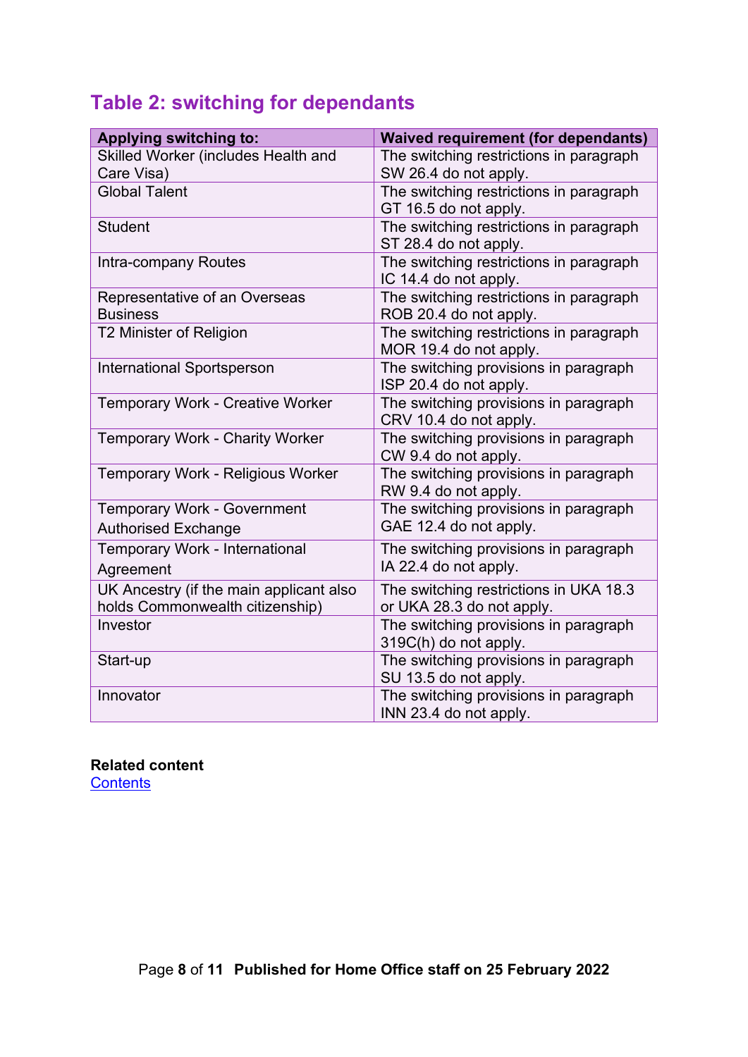## Table 2: switching for dependants

| Applying switching to: | Waived requirement (for dependants) |
|---|---|
| Skilled Worker (includes Health and Care Visa) | The switching restrictions in paragraph SW 26.4 do not apply. |
| Global Talent | The switching restrictions in paragraph GT 16.5 do not apply. |
| Student | The switching restrictions in paragraph ST 28.4 do not apply. |
| Intra-company Routes | The switching restrictions in paragraph IC 14.4 do not apply. |
| Representative of an Overseas Business | The switching restrictions in paragraph ROB 20.4 do not apply. |
| T2 Minister of Religion | The switching restrictions in paragraph MOR 19.4 do not apply. |
| International Sportsperson | The switching provisions in paragraph ISP 20.4 do not apply. |
| Temporary Work - Creative Worker | The switching provisions in paragraph CRV 10.4 do not apply. |
| Temporary Work - Charity Worker | The switching provisions in paragraph CW 9.4 do not apply. |
| Temporary Work - Religious Worker | The switching provisions in paragraph RW 9.4 do not apply. |
| Temporary Work - Government Authorised Exchange | The switching provisions in paragraph GAE 12.4 do not apply. |
| Temporary Work - International Agreement | The switching provisions in paragraph IA 22.4 do not apply. |
| UK Ancestry (if the main applicant also holds Commonwealth citizenship) | The switching restrictions in UKA 18.3 or UKA 28.3 do not apply. |
| Investor | The switching provisions in paragraph 319C(h) do not apply. |
| Start-up | The switching provisions in paragraph SU 13.5 do not apply. |
| Innovator | The switching provisions in paragraph INN 23.4 do not apply. |

**Related content**
Contents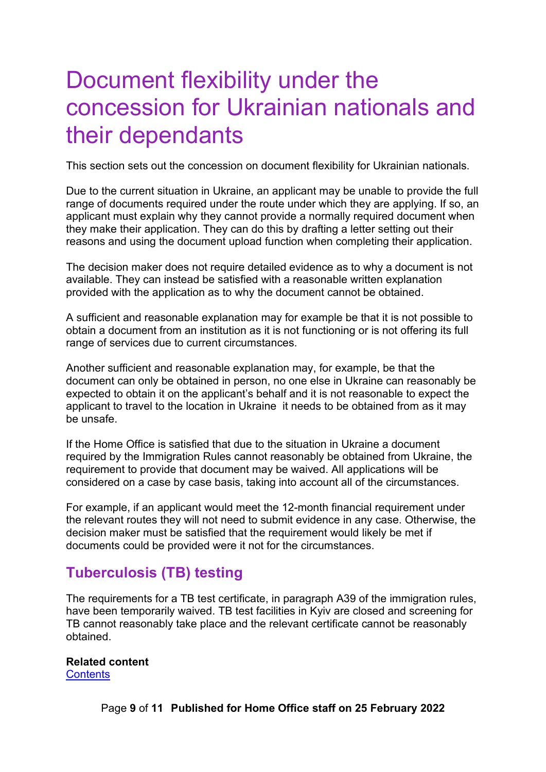# Document flexibility under the concession for Ukrainian nationals and their dependants

This section sets out the concession on document flexibility for Ukrainian nationals.

Due to the current situation in Ukraine, an applicant may be unable to provide the full range of documents required under the route under which they are applying. If so, an applicant must explain why they cannot provide a normally required document when they make their application. They can do this by drafting a letter setting out their reasons and using the document upload function when completing their application.

The decision maker does not require detailed evidence as to why a document is not available. They can instead be satisfied with a reasonable written explanation provided with the application as to why the document cannot be obtained.

A sufficient and reasonable explanation may for example be that it is not possible to obtain a document from an institution as it is not functioning or is not offering its full range of services due to current circumstances.

Another sufficient and reasonable explanation may, for example, be that the document can only be obtained in person, no one else in Ukraine can reasonably be expected to obtain it on the applicant's behalf and it is not reasonable to expect the applicant to travel to the location in Ukraine it needs to be obtained from as it may be unsafe.

If the Home Office is satisfied that due to the situation in Ukraine a document required by the Immigration Rules cannot reasonably be obtained from Ukraine, the requirement to provide that document may be waived. All applications will be considered on a case by case basis, taking into account all of the circumstances.

For example, if an applicant would meet the 12-month financial requirement under the relevant routes they will not need to submit evidence in any case. Otherwise, the decision maker must be satisfied that the requirement would likely be met if documents could be provided were it not for the circumstances.

## Tuberculosis (TB) testing

The requirements for a TB test certificate, in paragraph A39 of the immigration rules, have been temporarily waived. TB test facilities in Kyiv are closed and screening for TB cannot reasonably take place and the relevant certificate cannot be reasonably obtained.

**Related content**
Contents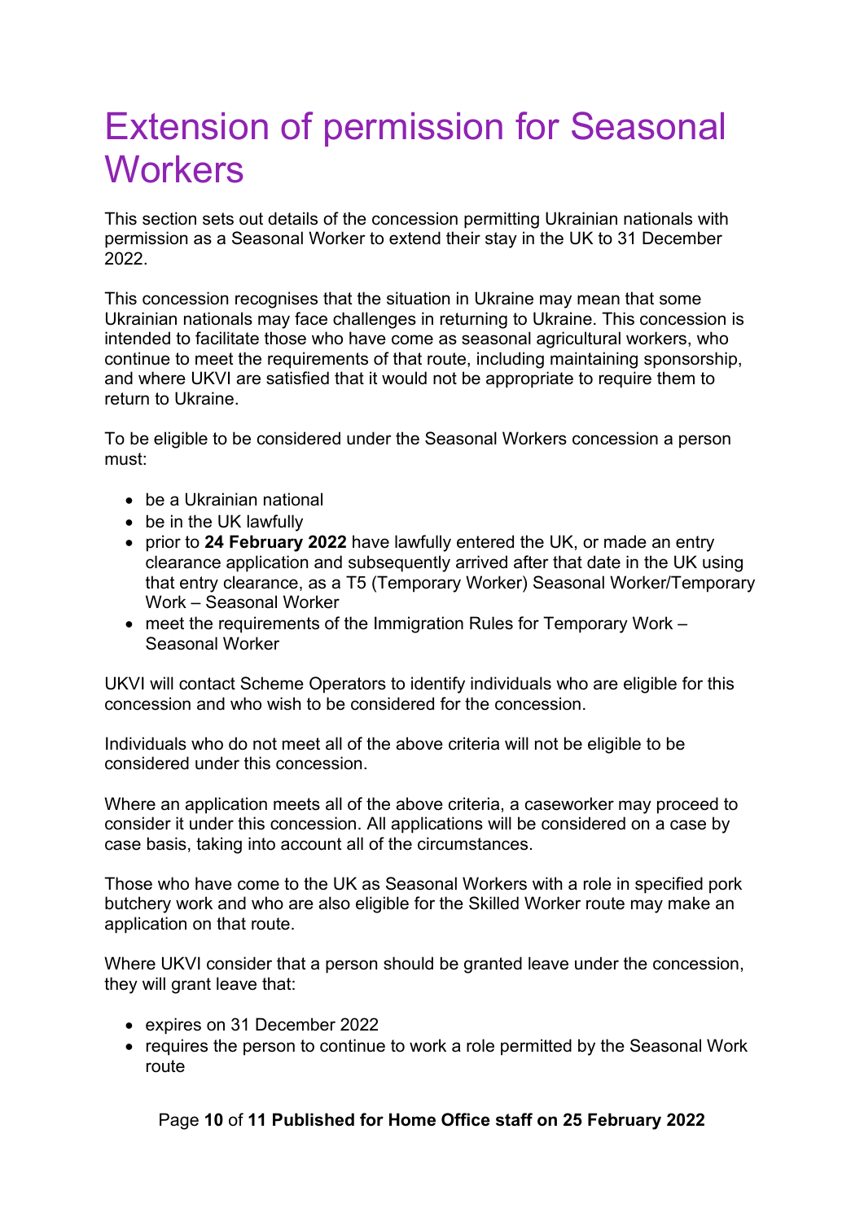# Extension of permission for Seasonal Workers

This section sets out details of the concession permitting Ukrainian nationals with permission as a Seasonal Worker to extend their stay in the UK to 31 December 2022.

This concession recognises that the situation in Ukraine may mean that some Ukrainian nationals may face challenges in returning to Ukraine. This concession is intended to facilitate those who have come as seasonal agricultural workers, who continue to meet the requirements of that route, including maintaining sponsorship, and where UKVI are satisfied that it would not be appropriate to require them to return to Ukraine.

To be eligible to be considered under the Seasonal Workers concession a person must:

- be a Ukrainian national
- be in the UK lawfully
- prior to **24 February 2022** have lawfully entered the UK, or made an entry clearance application and subsequently arrived after that date in the UK using that entry clearance, as a T5 (Temporary Worker) Seasonal Worker/Temporary Work – Seasonal Worker
- meet the requirements of the Immigration Rules for Temporary Work – Seasonal Worker

UKVI will contact Scheme Operators to identify individuals who are eligible for this concession and who wish to be considered for the concession.

Individuals who do not meet all of the above criteria will not be eligible to be considered under this concession.

Where an application meets all of the above criteria, a caseworker may proceed to consider it under this concession. All applications will be considered on a case by case basis, taking into account all of the circumstances.

Those who have come to the UK as Seasonal Workers with a role in specified pork butchery work and who are also eligible for the Skilled Worker route may make an application on that route.

Where UKVI consider that a person should be granted leave under the concession, they will grant leave that:

- expires on 31 December 2022
- requires the person to continue to work a role permitted by the Seasonal Work route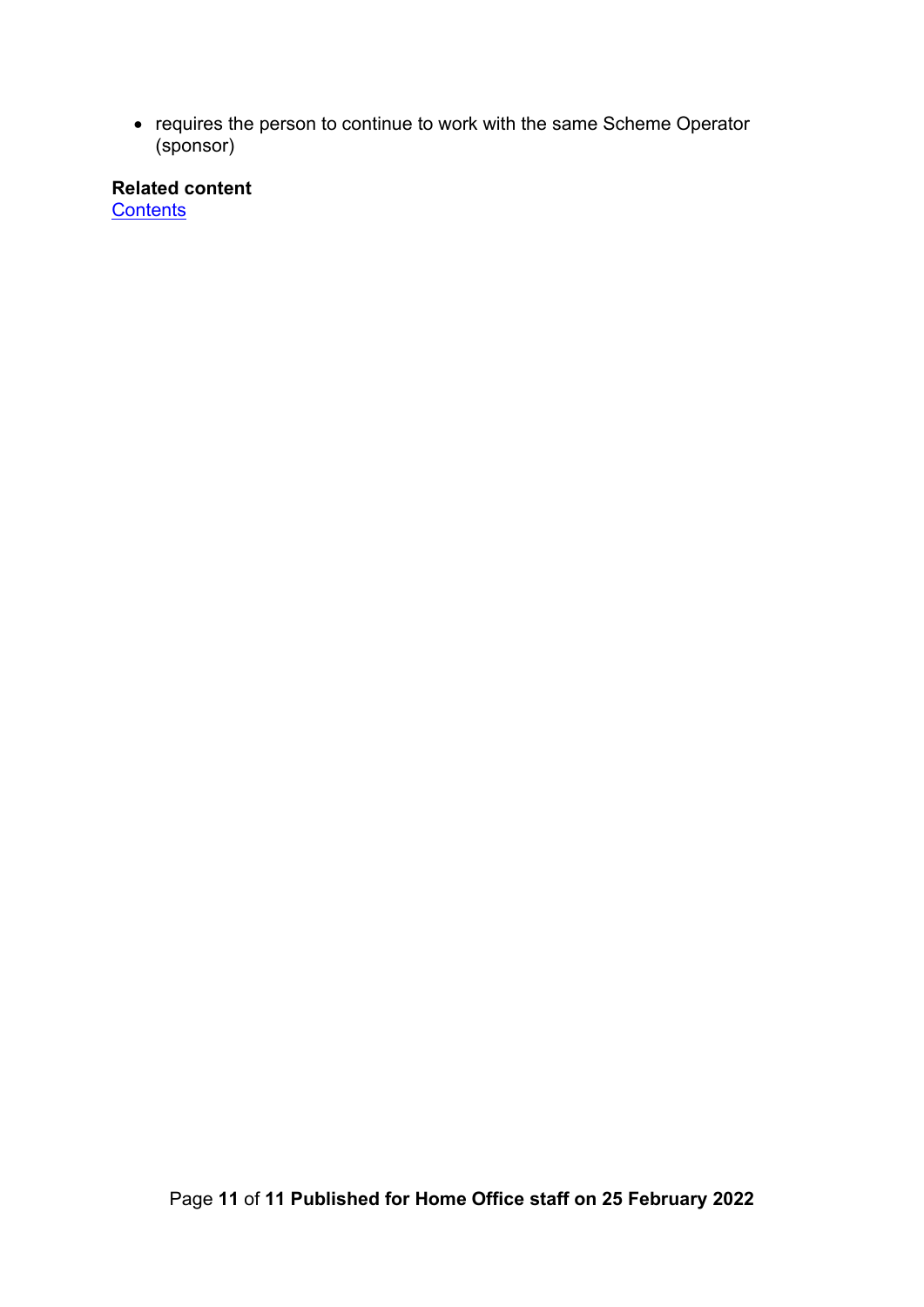- requires the person to continue to work with the same Scheme Operator (sponsor)

**Related content**
Contents